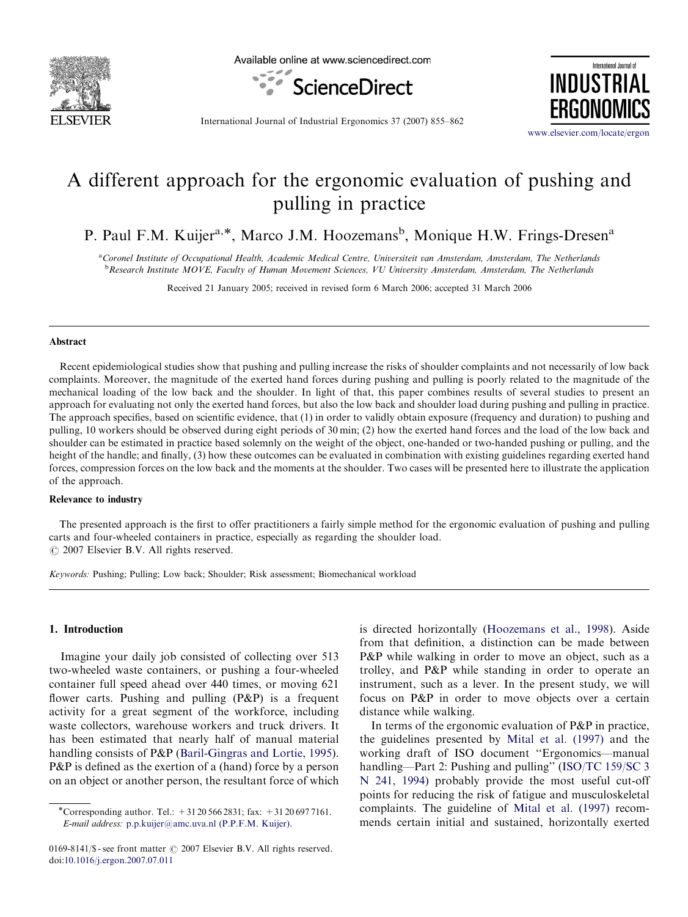# A different approach for the ergonomic evaluation of pushing and pulling in practice

P. Paul F.M. Kuijer[a,*], Marco J.M. Hoozemans[b], Monique H.W. Frings-Dresen[a]

[a] Coronel Institute of Occupational Health, Academic Medical Centre, Universiteit van Amsterdam, Amsterdam, The Netherlands
[b] Research Institute MOVE, Faculty of Human Movement Sciences, VU University Amsterdam, Amsterdam, The Netherlands

Received 21 January 2005; received in revised form 6 March 2006; accepted 31 March 2006

## Abstract

Recent epidemiological studies show that pushing and pulling increase the risks of shoulder complaints and not necessarily of low back complaints. Moreover, the magnitude of the exerted hand forces during pushing and pulling is poorly related to the magnitude of the mechanical loading of the low back and the shoulder. In light of that, this paper combines results of several studies to present an approach for evaluating not only the exerted hand forces, but also the low back and shoulder load during pushing and pulling in practice. The approach specifies, based on scientific evidence, that (1) in order to validly obtain exposure (frequency and duration) to pushing and pulling, 10 workers should be observed during eight periods of 30 min; (2) how the exerted hand forces and the load of the low back and shoulder can be estimated in practice based solemnly on the weight of the object, one-handed or two-handed pushing or pulling, and the height of the handle; and finally, (3) how these outcomes can be evaluated in combination with existing guidelines regarding exerted hand forces, compression forces on the low back and the moments at the shoulder. Two cases will be presented here to illustrate the application of the approach.

### Relevance to industry

The presented approach is the first to offer practitioners a fairly simple method for the ergonomic evaluation of pushing and pulling carts and four-wheeled containers in practice, especially as regarding the shoulder load.
© 2007 Elsevier B.V. All rights reserved.

*Keywords:* Pushing; Pulling; Low back; Shoulder; Risk assessment; Biomechanical workload

## 1. Introduction

Imagine your daily job consisted of collecting over 513 two-wheeled waste containers, or pushing a four-wheeled container full speed ahead over 440 times, or moving 621 flower carts. Pushing and pulling (P&P) is a frequent activity for a great segment of the workforce, including waste collectors, warehouse workers and truck drivers. It has been estimated that nearly half of manual material handling consists of P&P (Baril-Gingras and Lortie, 1995). P&P is defined as the exertion of a (hand) force by a person on an object or another person, the resultant force of which is directed horizontally (Hoozemans et al., 1998). Aside from that definition, a distinction can be made between P&P while walking in order to move an object, such as a trolley, and P&P while standing in order to operate an instrument, such as a lever. In the present study, we will focus on P&P in order to move objects over a certain distance while walking.

In terms of the ergonomic evaluation of P&P in practice, the guidelines presented by Mital et al. (1997) and the working draft of ISO document "Ergonomics—manual handling—Part 2: Pushing and pulling" (ISO/TC 159/SC 3 N 241, 1994) probably provide the most useful cut-off points for reducing the risk of fatigue and musculoskeletal complaints. The guideline of Mital et al. (1997) recommends certain initial and sustained, horizontally exerted

*Corresponding author. Tel.: +31 20 566 2831; fax: +31 20 697 7161.
*E-mail address:* p.p.kuijer@amc.uva.nl (P.P.F.M. Kuijer).

0169-8141/$ - see front matter © 2007 Elsevier B.V. All rights reserved.
doi:10.1016/j.ergon.2007.07.011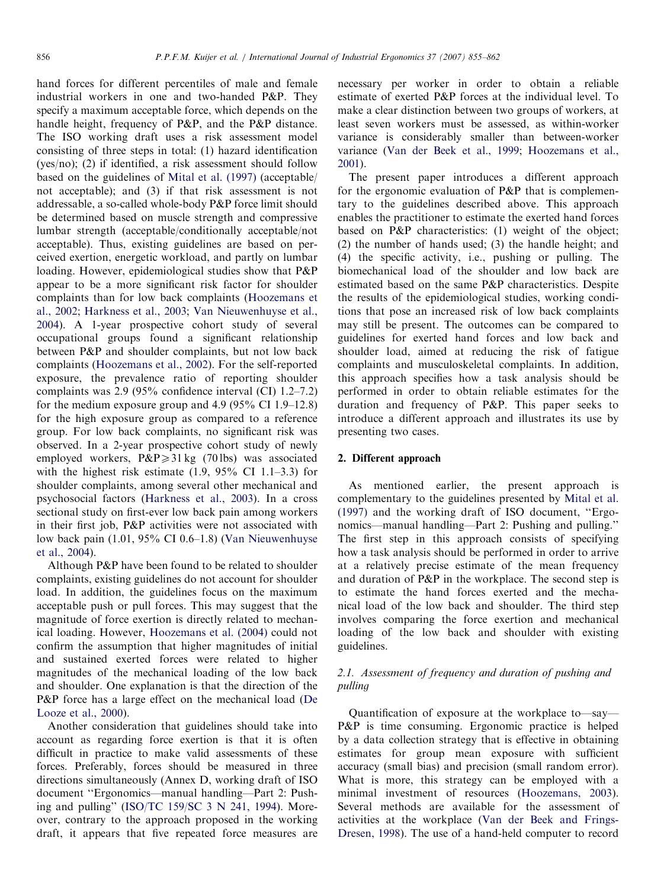hand forces for different percentiles of male and female industrial workers in one and two-handed P&P. They specify a maximum acceptable force, which depends on the handle height, frequency of P&P, and the P&P distance. The ISO working draft uses a risk assessment model consisting of three steps in total: (1) hazard identification (yes/no); (2) if identified, a risk assessment should follow based on the guidelines of Mital et al. (1997) (acceptable/not acceptable); and (3) if that risk assessment is not addressable, a so-called whole-body P&P force limit should be determined based on muscle strength and compressive lumbar strength (acceptable/conditionally acceptable/not acceptable). Thus, existing guidelines are based on perceived exertion, energetic workload, and partly on lumbar loading. However, epidemiological studies show that P&P appear to be a more significant risk factor for shoulder complaints than for low back complaints (Hoozemans et al., 2002; Harkness et al., 2003; Van Nieuwenhuyse et al., 2004). A 1-year prospective cohort study of several occupational groups found a significant relationship between P&P and shoulder complaints, but not low back complaints (Hoozemans et al., 2002). For the self-reported exposure, the prevalence ratio of reporting shoulder complaints was 2.9 (95% confidence interval (CI) 1.2–7.2) for the medium exposure group and 4.9 (95% CI 1.9–12.8) for the high exposure group as compared to a reference group. For low back complaints, no significant risk was observed. In a 2-year prospective cohort study of newly employed workers, P&P$\geqslant$31 kg (70 lbs) was associated with the highest risk estimate (1.9, 95% CI 1.1–3.3) for shoulder complaints, among several other mechanical and psychosocial factors (Harkness et al., 2003). In a cross sectional study on first-ever low back pain among workers in their first job, P&P activities were not associated with low back pain (1.01, 95% CI 0.6–1.8) (Van Nieuwenhuyse et al., 2004).

Although P&P have been found to be related to shoulder complaints, existing guidelines do not account for shoulder load. In addition, the guidelines focus on the maximum acceptable push or pull forces. This may suggest that the magnitude of force exertion is directly related to mechanical loading. However, Hoozemans et al. (2004) could not confirm the assumption that higher magnitudes of initial and sustained exerted forces were related to higher magnitudes of the mechanical loading of the low back and shoulder. One explanation is that the direction of the P&P force has a large effect on the mechanical load (De Looze et al., 2000).

Another consideration that guidelines should take into account as regarding force exertion is that it is often difficult in practice to make valid assessments of these forces. Preferably, forces should be measured in three directions simultaneously (Annex D, working draft of ISO document "Ergonomics—manual handling—Part 2: Pushing and pulling" (ISO/TC 159/SC 3 N 241, 1994). Moreover, contrary to the approach proposed in the working draft, it appears that five repeated force measures are necessary per worker in order to obtain a reliable estimate of exerted P&P forces at the individual level. To make a clear distinction between two groups of workers, at least seven workers must be assessed, as within-worker variance is considerably smaller than between-worker variance (Van der Beek et al., 1999; Hoozemans et al., 2001).

The present paper introduces a different approach for the ergonomic evaluation of P&P that is complementary to the guidelines described above. This approach enables the practitioner to estimate the exerted hand forces based on P&P characteristics: (1) weight of the object; (2) the number of hands used; (3) the handle height; and (4) the specific activity, i.e., pushing or pulling. The biomechanical load of the shoulder and low back are estimated based on the same P&P characteristics. Despite the results of the epidemiological studies, working conditions that pose an increased risk of low back complaints may still be present. The outcomes can be compared to guidelines for exerted hand forces and low back and shoulder load, aimed at reducing the risk of fatigue complaints and musculoskeletal complaints. In addition, this approach specifies how a task analysis should be performed in order to obtain reliable estimates for the duration and frequency of P&P. This paper seeks to introduce a different approach and illustrates its use by presenting two cases.

## 2. Different approach

As mentioned earlier, the present approach is complementary to the guidelines presented by Mital et al. (1997) and the working draft of ISO document, "Ergonomics—manual handling—Part 2: Pushing and pulling." The first step in this approach consists of specifying how a task analysis should be performed in order to arrive at a relatively precise estimate of the mean frequency and duration of P&P in the workplace. The second step is to estimate the hand forces exerted and the mechanical load of the low back and shoulder. The third step involves comparing the force exertion and mechanical loading of the low back and shoulder with existing guidelines.

### 2.1. Assessment of frequency and duration of pushing and pulling

Quantification of exposure at the workplace to—say—P&P is time consuming. Ergonomic practice is helped by a data collection strategy that is effective in obtaining estimates for group mean exposure with sufficient accuracy (small bias) and precision (small random error). What is more, this strategy can be employed with a minimal investment of resources (Hoozemans, 2003). Several methods are available for the assessment of activities at the workplace (Van der Beek and Frings-Dresen, 1998). The use of a hand-held computer to record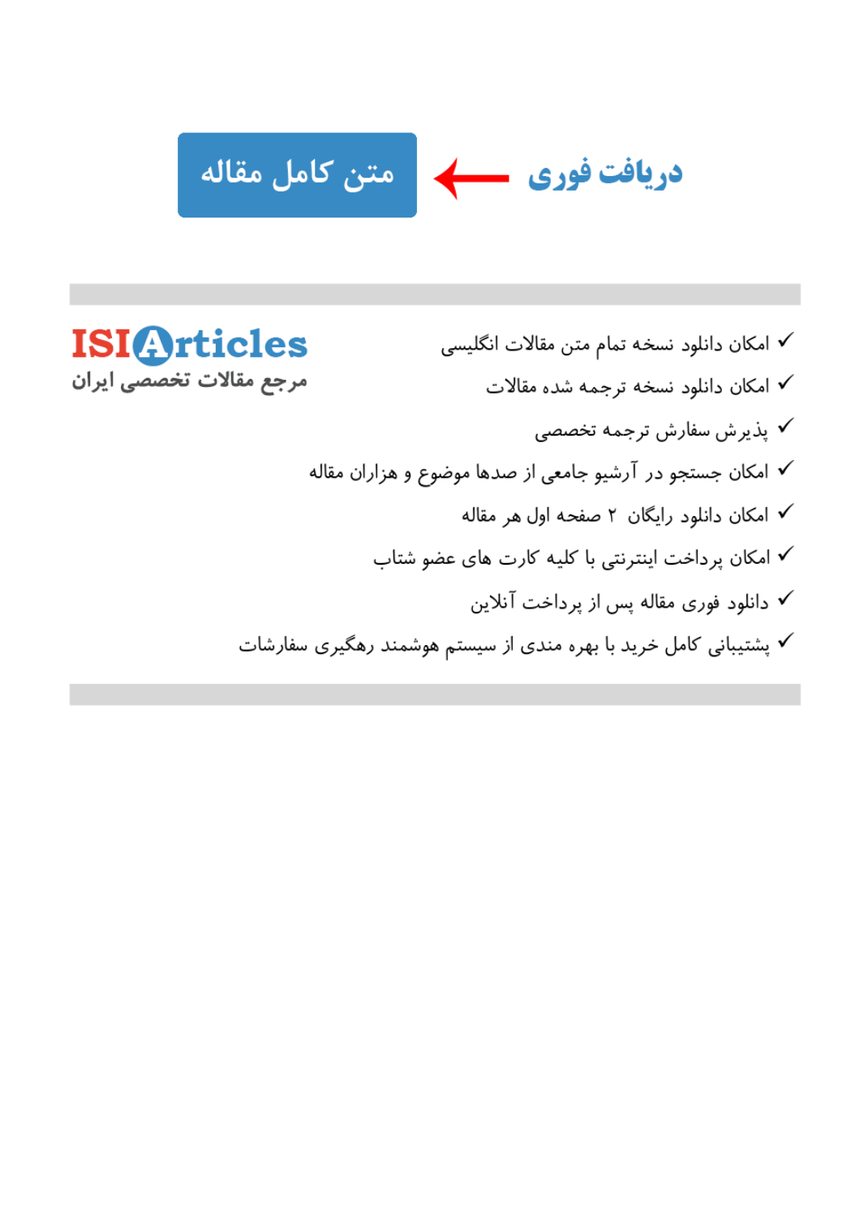دریافت فوری ← **متن کامل مقاله**

**ISIArticles**
مرجع مقالات تخصصی ایران

- ✓ امکان دانلود نسخه تمام متن مقالات انگلیسی
- ✓ امکان دانلود نسخه ترجمه شده مقالات
- ✓ پذیرش سفارش ترجمه تخصصی
- ✓ امکان جستجو در آرشیو جامعی از صدها موضوع و هزاران مقاله
- ✓ امکان دانلود رایگان ۲ صفحه اول هر مقاله
- ✓ امکان پرداخت اینترنتی با کلیه کارت های عضو شتاب
- ✓ دانلود فوری مقاله پس از پرداخت آنلاین
- ✓ پشتیبانی کامل خرید با بهره مندی از سیستم هوشمند رهگیری سفارشات